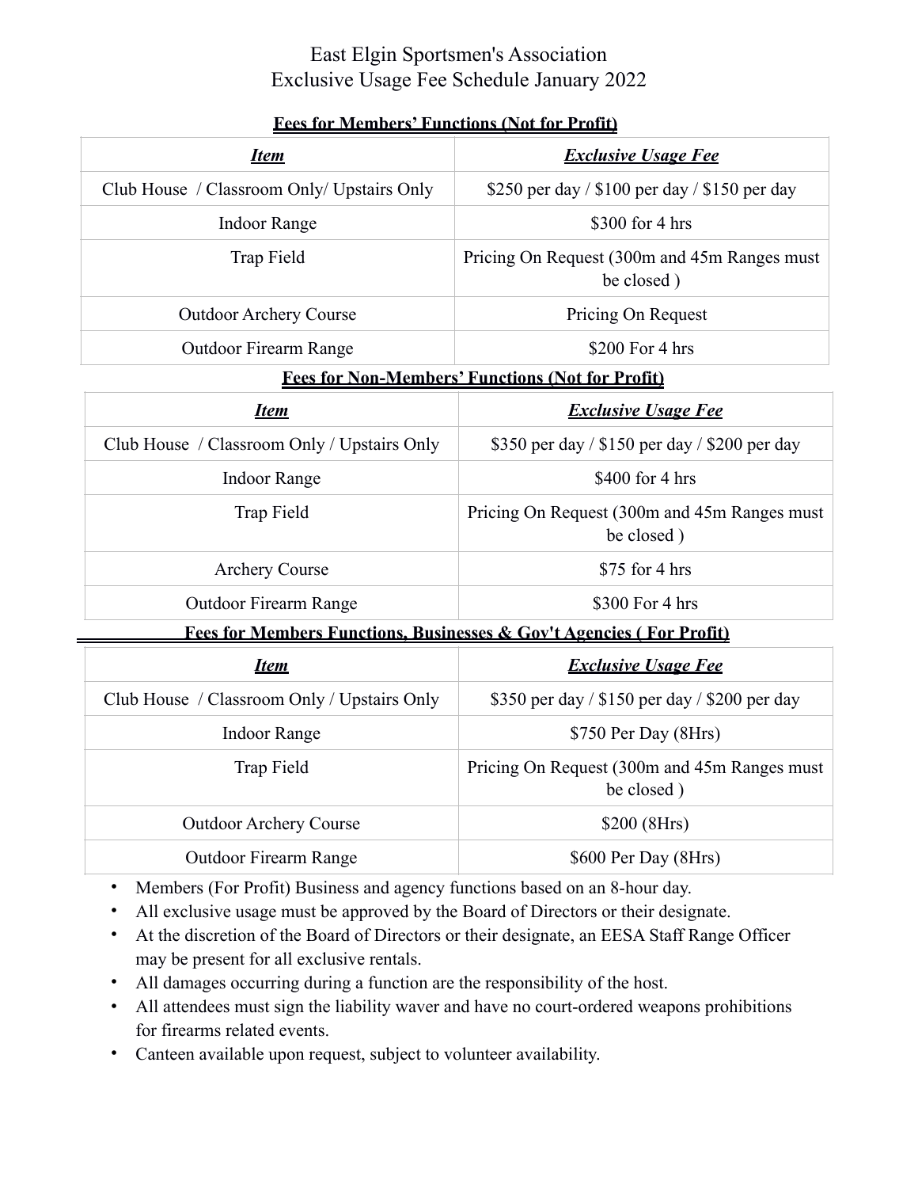# East Elgin Sportsmen's Association
# Exclusive Usage Fee Schedule January 2022

**Fees for Members' Functions (Not for Profit)**

| ***Item*** | ***Exclusive Usage Fee*** |
|---|---|
| Club House / Classroom Only/ Upstairs Only | $250 per day / $100 per day / $150 per day |
| Indoor Range | $300 for 4 hrs |
| Trap Field | Pricing On Request (300m and 45m Ranges must be closed ) |
| Outdoor Archery Course | Pricing On Request |
| Outdoor Firearm Range | $200 For 4 hrs |

**Fees for Non-Members' Functions (Not for Profit)**

| ***Item*** | ***Exclusive Usage Fee*** |
|---|---|
| Club House / Classroom Only / Upstairs Only | $350 per day / $150 per day / $200 per day |
| Indoor Range | $400 for 4 hrs |
| Trap Field | Pricing On Request (300m and 45m Ranges must be closed ) |
| Archery Course | $75 for 4 hrs |
| Outdoor Firearm Range | $300 For 4 hrs |

**Fees for Members Functions, Businesses & Gov't Agencies ( For Profit)**

| ***Item*** | ***Exclusive Usage Fee*** |
|---|---|
| Club House / Classroom Only / Upstairs Only | $350 per day / $150 per day / $200 per day |
| Indoor Range | $750 Per Day (8Hrs) |
| Trap Field | Pricing On Request (300m and 45m Ranges must be closed ) |
| Outdoor Archery Course | $200 (8Hrs) |
| Outdoor Firearm Range | $600 Per Day (8Hrs) |

- Members (For Profit) Business and agency functions based on an 8-hour day.
- All exclusive usage must be approved by the Board of Directors or their designate.
- At the discretion of the Board of Directors or their designate, an EESA Staff Range Officer may be present for all exclusive rentals.
- All damages occurring during a function are the responsibility of the host.
- All attendees must sign the liability waver and have no court-ordered weapons prohibitions for firearms related events.
- Canteen available upon request, subject to volunteer availability.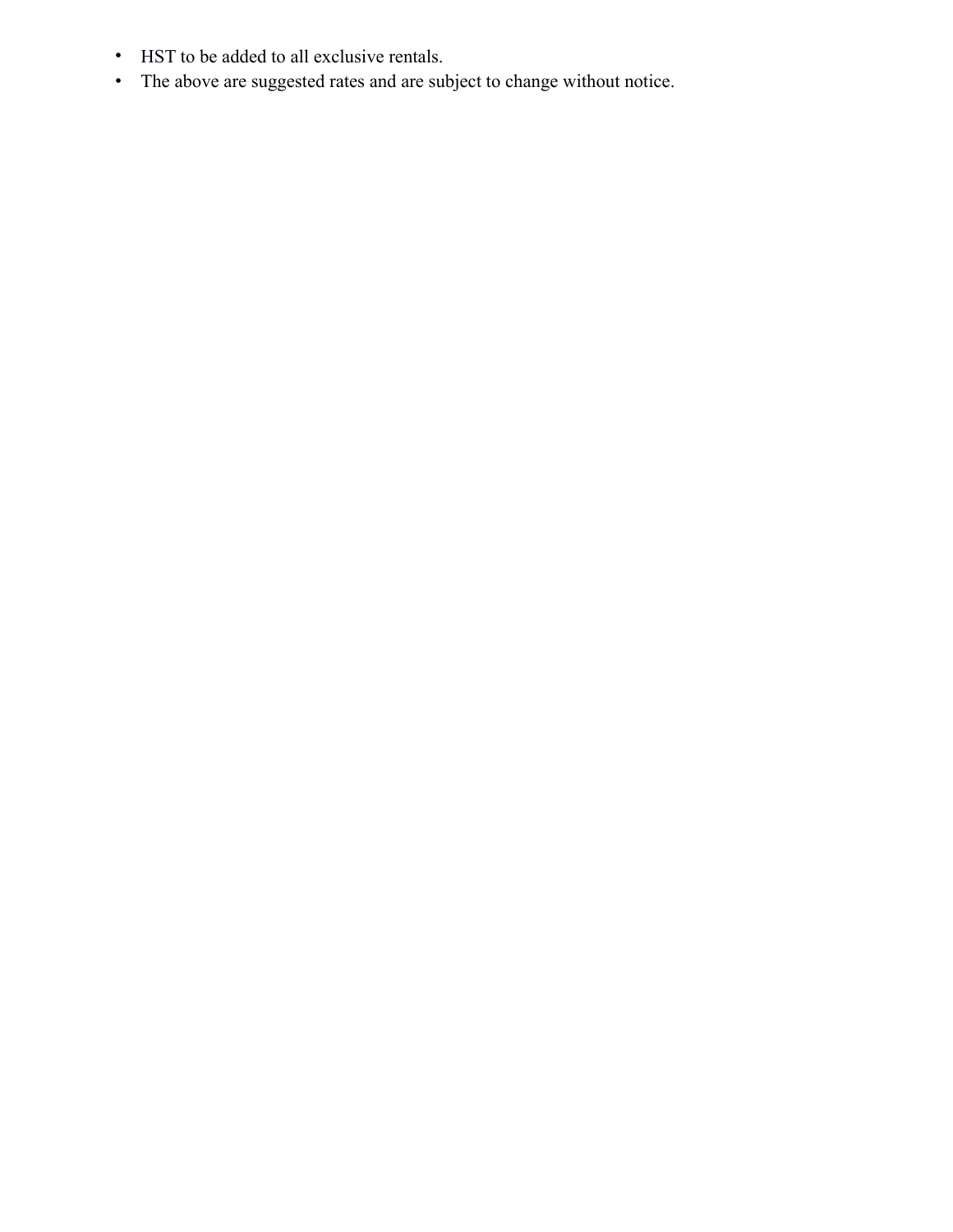- HST to be added to all exclusive rentals.
- The above are suggested rates and are subject to change without notice.